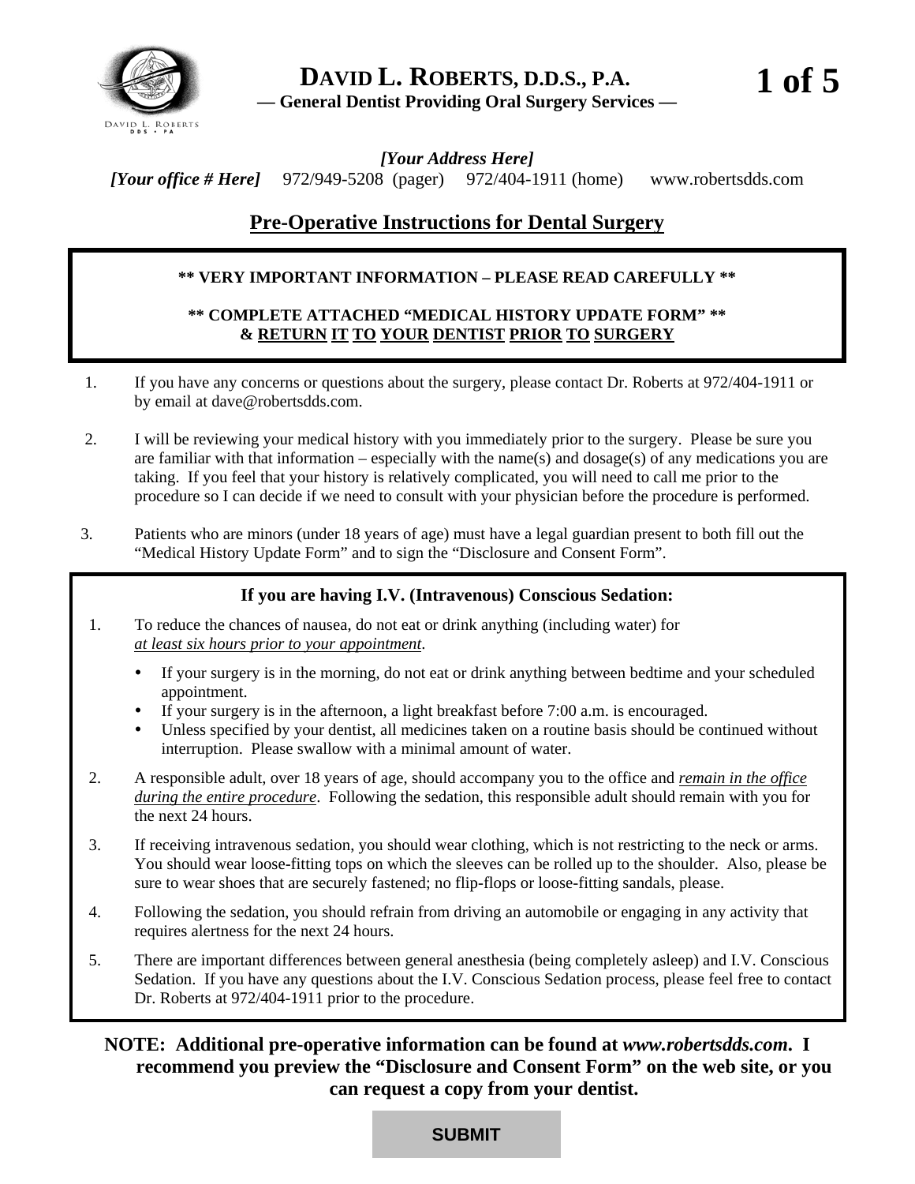# DAVID L. ROBERTS, D.D.S., P.A.

**— General Dentist Providing Oral Surgery Services —**

***[Your Address Here]***

***[Your office # Here]*** 972/949-5208 (pager) 972/404-1911 (home) www.robertsdds.com

## Pre-Operative Instructions for Dental Surgery

**** VERY IMPORTANT INFORMATION – PLEASE READ CAREFULLY ****

**** COMPLETE ATTACHED "MEDICAL HISTORY UPDATE FORM" ****
**& RETURN IT TO YOUR DENTIST PRIOR TO SURGERY**

1. If you have any concerns or questions about the surgery, please contact Dr. Roberts at 972/404-1911 or by email at dave@robertsdds.com.
2. I will be reviewing your medical history with you immediately prior to the surgery. Please be sure you are familiar with that information – especially with the name(s) and dosage(s) of any medications you are taking. If you feel that your history is relatively complicated, you will need to call me prior to the procedure so I can decide if we need to consult with your physician before the procedure is performed.
3. Patients who are minors (under 18 years of age) must have a legal guardian present to both fill out the "Medical History Update Form" and to sign the "Disclosure and Consent Form".

### If you are having I.V. (Intravenous) Conscious Sedation:

1. To reduce the chances of nausea, do not eat or drink anything (including water) for *at least six hours prior to your appointment*.
   - If your surgery is in the morning, do not eat or drink anything between bedtime and your scheduled appointment.
   - If your surgery is in the afternoon, a light breakfast before 7:00 a.m. is encouraged.
   - Unless specified by your dentist, all medicines taken on a routine basis should be continued without interruption. Please swallow with a minimal amount of water.
2. A responsible adult, over 18 years of age, should accompany you to the office and *remain in the office during the entire procedure*. Following the sedation, this responsible adult should remain with you for the next 24 hours.
3. If receiving intravenous sedation, you should wear clothing, which is not restricting to the neck or arms. You should wear loose-fitting tops on which the sleeves can be rolled up to the shoulder. Also, please be sure to wear shoes that are securely fastened; no flip-flops or loose-fitting sandals, please.
4. Following the sedation, you should refrain from driving an automobile or engaging in any activity that requires alertness for the next 24 hours.
5. There are important differences between general anesthesia (being completely asleep) and I.V. Conscious Sedation. If you have any questions about the I.V. Conscious Sedation process, please feel free to contact Dr. Roberts at 972/404-1911 prior to the procedure.

**NOTE: Additional pre-operative information can be found at *www.robertsdds.com*. I recommend you preview the "Disclosure and Consent Form" on the web site, or you can request a copy from your dentist.**

SUBMIT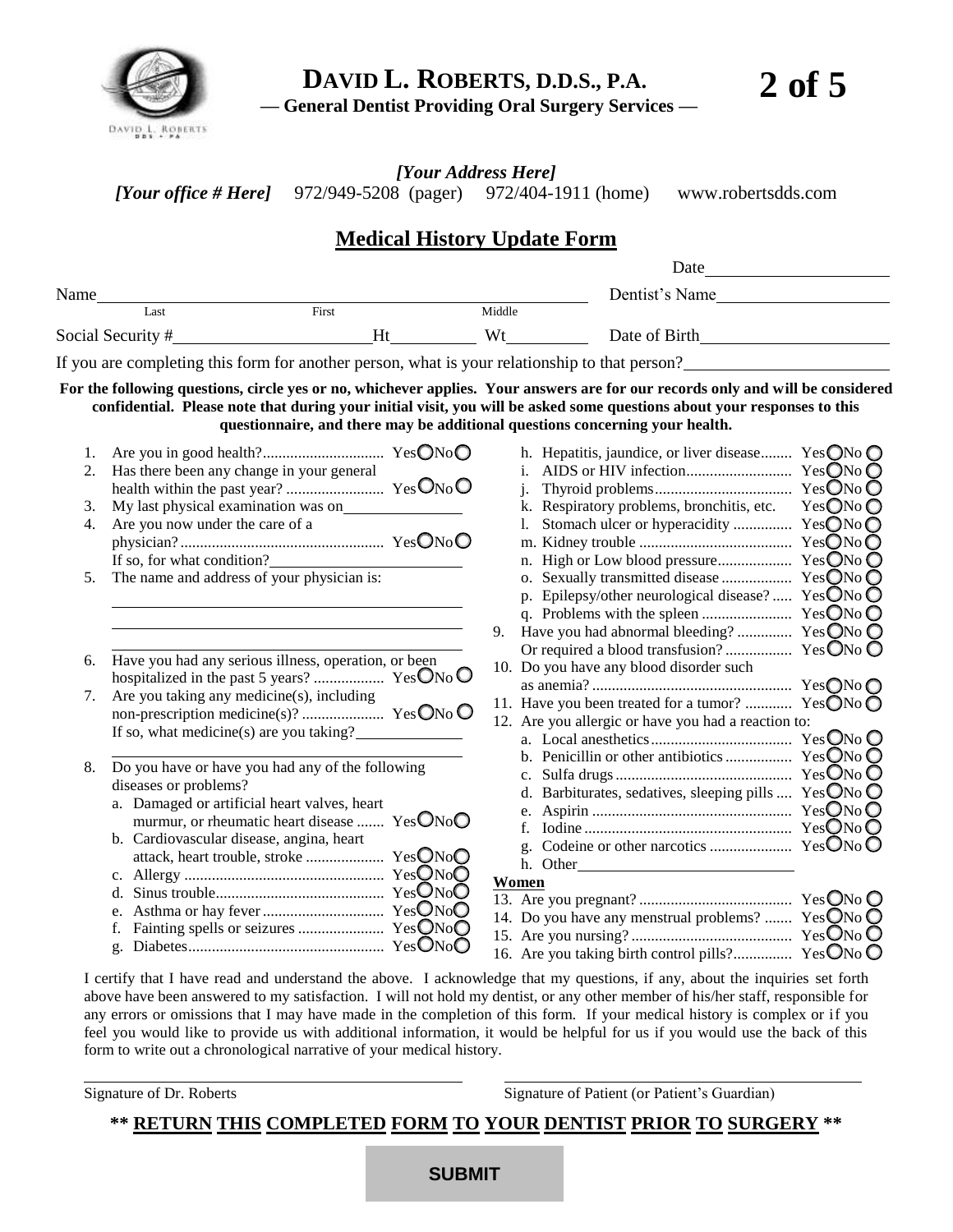# DAVID L. ROBERTS, D.D.S., P.A.

**— General Dentist Providing Oral Surgery Services —**

*[Your Address Here]*

*[Your office # Here]* 972/949-5208 (pager) 972/404-1911 (home) www.robertsdds.com

## Medical History Update Form

Date ____________________

Name ______________________________________ Dentist's Name ____________________
Last First Middle

Social Security # ____________________ Ht ________ Wt ________ Date of Birth ____________________

If you are completing this form for another person, what is your relationship to that person? ____________________

**For the following questions, circle yes or no, whichever applies. Your answers are for our records only and will be considered confidential. Please note that during your initial visit, you will be asked some questions about your responses to this questionnaire, and there may be additional questions concerning your health.**

1. Are you in good health? ........ Yes ○ No ○
2. Has there been any change in your general health within the past year? ........ Yes ○ No ○
3. My last physical examination was on ____________
4. Are you now under the care of a physician? ........ Yes ○ No ○
   If so, for what condition? ____________
5. The name and address of your physician is:
   ______________________________
   ______________________________
   ______________________________
6. Have you had any serious illness, operation, or been hospitalized in the past 5 years? ........ Yes ○ No ○
7. Are you taking any medicine(s), including non-prescription medicine(s)? ........ Yes ○ No ○
   If so, what medicine(s) are you taking? ____________
   ______________________________
8. Do you have or have you had any of the following diseases or problems?
   a. Damaged or artificial heart valves, heart murmur, or rheumatic heart disease ........ Yes ○ No ○
   b. Cardiovascular disease, angina, heart attack, heart trouble, stroke ........ Yes ○ No ○
   c. Allergy ........ Yes ○ No ○
   d. Sinus trouble ........ Yes ○ No ○
   e. Asthma or hay fever ........ Yes ○ No ○
   f. Fainting spells or seizures ........ Yes ○ No ○
   g. Diabetes ........ Yes ○ No ○
   h. Hepatitis, jaundice, or liver disease ........ Yes ○ No ○
   i. AIDS or HIV infection ........ Yes ○ No ○
   j. Thyroid problems ........ Yes ○ No ○
   k. Respiratory problems, bronchitis, etc. Yes ○ No ○
   l. Stomach ulcer or hyperacidity ........ Yes ○ No ○
   m. Kidney trouble ........ Yes ○ No ○
   n. High or Low blood pressure ........ Yes ○ No ○
   o. Sexually transmitted disease ........ Yes ○ No ○
   p. Epilepsy/other neurological disease? ........ Yes ○ No ○
   q. Problems with the spleen ........ Yes ○ No ○
9. Have you had abnormal bleeding? ........ Yes ○ No ○
   Or required a blood transfusion? ........ Yes ○ No ○
10. Do you have any blood disorder such as anemia? ........ Yes ○ No ○
11. Have you been treated for a tumor? ........ Yes ○ No ○
12. Are you allergic or have you had a reaction to:
    a. Local anesthetics ........ Yes ○ No ○
    b. Penicillin or other antibiotics ........ Yes ○ No ○
    c. Sulfa drugs ........ Yes ○ No ○
    d. Barbiturates, sedatives, sleeping pills ........ Yes ○ No ○
    e. Aspirin ........ Yes ○ No ○
    f. Iodine ........ Yes ○ No ○
    g. Codeine or other narcotics ........ Yes ○ No ○
    h. Other ____________________

**Women**

13. Are you pregnant? ........ Yes ○ No ○
14. Do you have any menstrual problems? ........ Yes ○ No ○
15. Are you nursing? ........ Yes ○ No ○
16. Are you taking birth control pills? ........ Yes ○ No ○

I certify that I have read and understand the above. I acknowledge that my questions, if any, about the inquiries set forth above have been answered to my satisfaction. I will not hold my dentist, or any other member of his/her staff, responsible for any errors or omissions that I may have made in the completion of this form. If your medical history is complex or if you feel you would like to provide us with additional information, it would be helpful for us if you would use the back of this form to write out a chronological narrative of your medical history.

______________________________ ______________________________
Signature of Dr. Roberts Signature of Patient (or Patient's Guardian)

**\*\* RETURN THIS COMPLETED FORM TO YOUR DENTIST PRIOR TO SURGERY \*\***

SUBMIT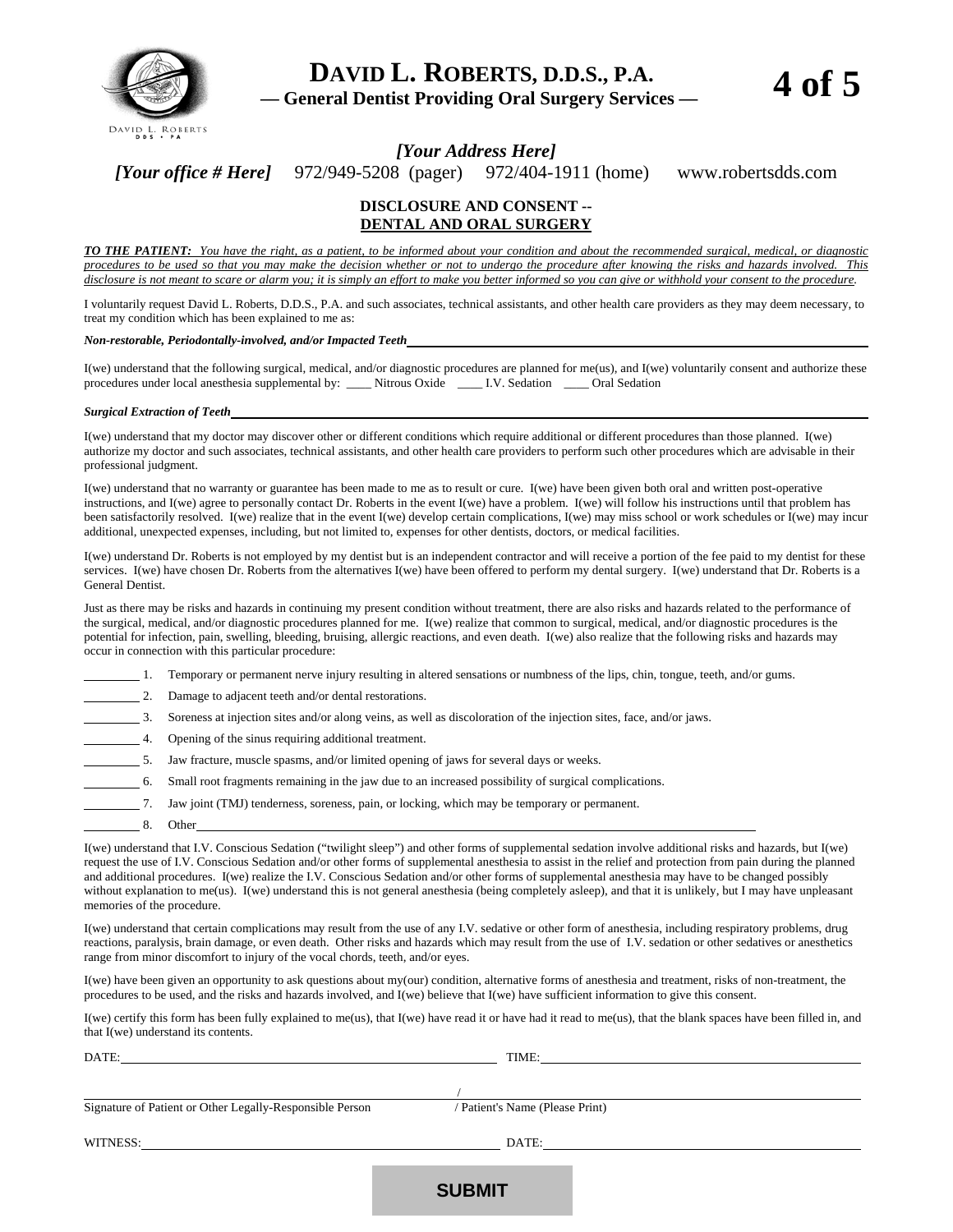# DAVID L. ROBERTS, D.D.S., P.A.

**— General Dentist Providing Oral Surgery Services —**

DAVID L. ROBERTS DDS • PA

***[Your Address Here]***

***[Your office # Here]*** 972/949-5208 (pager) 972/404-1911 (home) www.robertsdds.com

## DISCLOSURE AND CONSENT -- DENTAL AND ORAL SURGERY

***TO THE PATIENT:*** *You have the right, as a patient, to be informed about your condition and about the recommended surgical, medical, or diagnostic procedures to be used so that you may make the decision whether or not to undergo the procedure after knowing the risks and hazards involved. This disclosure is not meant to scare or alarm you; it is simply an effort to make you better informed so you can give or withhold your consent to the procedure.*

I voluntarily request David L. Roberts, D.D.S., P.A. and such associates, technical assistants, and other health care providers as they may deem necessary, to treat my condition which has been explained to me as:

***Non-restorable, Periodontally-involved, and/or Impacted Teeth*** ______________________________

I(we) understand that the following surgical, medical, and/or diagnostic procedures are planned for me(us), and I(we) voluntarily consent and authorize these procedures under local anesthesia supplemental by: ____ Nitrous Oxide ____ I.V. Sedation ____ Oral Sedation

***Surgical Extraction of Teeth*** ______________________________

I(we) understand that my doctor may discover other or different conditions which require additional or different procedures than those planned. I(we) authorize my doctor and such associates, technical assistants, and other health care providers to perform such other procedures which are advisable in their professional judgment.

I(we) understand that no warranty or guarantee has been made to me as to result or cure. I(we) have been given both oral and written post-operative instructions, and I(we) agree to personally contact Dr. Roberts in the event I(we) have a problem. I(we) will follow his instructions until that problem has been satisfactorily resolved. I(we) realize that in the event I(we) develop certain complications, I(we) may miss school or work schedules or I(we) may incur additional, unexpected expenses, including, but not limited to, expenses for other dentists, doctors, or medical facilities.

I(we) understand Dr. Roberts is not employed by my dentist but is an independent contractor and will receive a portion of the fee paid to my dentist for these services. I(we) have chosen Dr. Roberts from the alternatives I(we) have been offered to perform my dental surgery. I(we) understand that Dr. Roberts is a General Dentist.

Just as there may be risks and hazards in continuing my present condition without treatment, there are also risks and hazards related to the performance of the surgical, medical, and/or diagnostic procedures planned for me. I(we) realize that common to surgical, medical, and/or diagnostic procedures is the potential for infection, pain, swelling, bleeding, bruising, allergic reactions, and even death. I(we) also realize that the following risks and hazards may occur in connection with this particular procedure:

_________ 1. Temporary or permanent nerve injury resulting in altered sensations or numbness of the lips, chin, tongue, teeth, and/or gums.

_________ 2. Damage to adjacent teeth and/or dental restorations.

_________ 3. Soreness at injection sites and/or along veins, as well as discoloration of the injection sites, face, and/or jaws.

_________ 4. Opening of the sinus requiring additional treatment.

_________ 5. Jaw fracture, muscle spasms, and/or limited opening of jaws for several days or weeks.

_________ 6. Small root fragments remaining in the jaw due to an increased possibility of surgical complications.

_________ 7. Jaw joint (TMJ) tenderness, soreness, pain, or locking, which may be temporary or permanent.

_________ 8. Other ______________________________

I(we) understand that I.V. Conscious Sedation ("twilight sleep") and other forms of supplemental sedation involve additional risks and hazards, but I(we) request the use of I.V. Conscious Sedation and/or other forms of supplemental anesthesia to assist in the relief and protection from pain during the planned and additional procedures. I(we) realize the I.V. Conscious Sedation and/or other forms of supplemental anesthesia may have to be changed possibly without explanation to me(us). I(we) understand this is not general anesthesia (being completely asleep), and that it is unlikely, but I may have unpleasant memories of the procedure.

I(we) understand that certain complications may result from the use of any I.V. sedative or other form of anesthesia, including respiratory problems, drug reactions, paralysis, brain damage, or even death. Other risks and hazards which may result from the use of I.V. sedation or other sedatives or anesthetics range from minor discomfort to injury of the vocal chords, teeth, and/or eyes.

I(we) have been given an opportunity to ask questions about my(our) condition, alternative forms of anesthesia and treatment, risks of non-treatment, the procedures to be used, and the risks and hazards involved, and I(we) believe that I(we) have sufficient information to give this consent.

I(we) certify this form has been fully explained to me(us), that I(we) have read it or have had it read to me(us), that the blank spaces have been filled in, and that I(we) understand its contents.

DATE: ______________________________ TIME: ______________________________

______________________________ / ______________________________

Signature of Patient or Other Legally-Responsible Person / Patient's Name (Please Print)

WITNESS: ______________________________ DATE: ______________________________

**SUBMIT**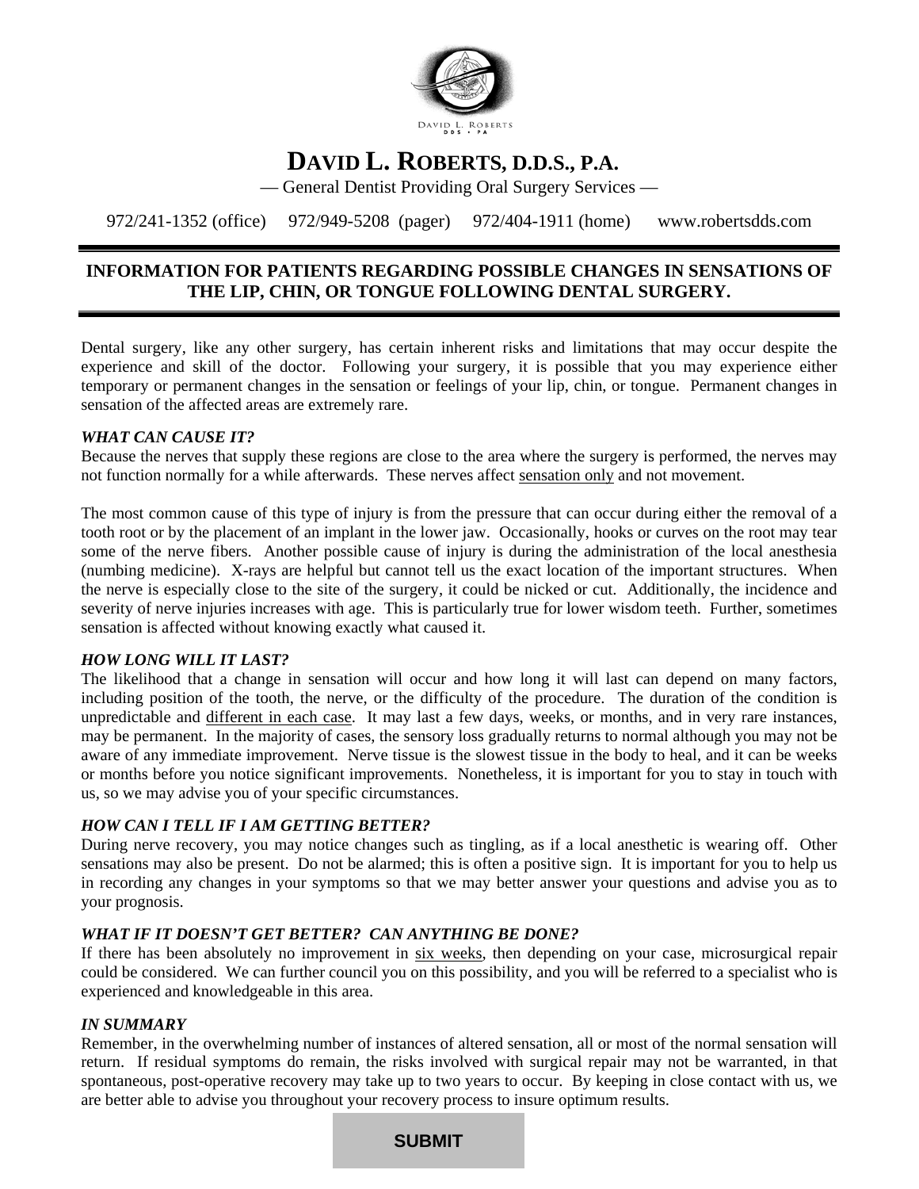# DAVID L. ROBERTS, D.D.S., P.A.

— General Dentist Providing Oral Surgery Services —

972/241-1352 (office) 972/949-5208 (pager) 972/404-1911 (home) www.robertsdds.com

## INFORMATION FOR PATIENTS REGARDING POSSIBLE CHANGES IN SENSATIONS OF THE LIP, CHIN, OR TONGUE FOLLOWING DENTAL SURGERY.

Dental surgery, like any other surgery, has certain inherent risks and limitations that may occur despite the experience and skill of the doctor. Following your surgery, it is possible that you may experience either temporary or permanent changes in the sensation or feelings of your lip, chin, or tongue. Permanent changes in sensation of the affected areas are extremely rare.

***WHAT CAN CAUSE IT?***

Because the nerves that supply these regions are close to the area where the surgery is performed, the nerves may not function normally for a while afterwards. These nerves affect sensation only and not movement.

The most common cause of this type of injury is from the pressure that can occur during either the removal of a tooth root or by the placement of an implant in the lower jaw. Occasionally, hooks or curves on the root may tear some of the nerve fibers. Another possible cause of injury is during the administration of the local anesthesia (numbing medicine). X-rays are helpful but cannot tell us the exact location of the important structures. When the nerve is especially close to the site of the surgery, it could be nicked or cut. Additionally, the incidence and severity of nerve injuries increases with age. This is particularly true for lower wisdom teeth. Further, sometimes sensation is affected without knowing exactly what caused it.

***HOW LONG WILL IT LAST?***

The likelihood that a change in sensation will occur and how long it will last can depend on many factors, including position of the tooth, the nerve, or the difficulty of the procedure. The duration of the condition is unpredictable and different in each case. It may last a few days, weeks, or months, and in very rare instances, may be permanent. In the majority of cases, the sensory loss gradually returns to normal although you may not be aware of any immediate improvement. Nerve tissue is the slowest tissue in the body to heal, and it can be weeks or months before you notice significant improvements. Nonetheless, it is important for you to stay in touch with us, so we may advise you of your specific circumstances.

***HOW CAN I TELL IF I AM GETTING BETTER?***

During nerve recovery, you may notice changes such as tingling, as if a local anesthetic is wearing off. Other sensations may also be present. Do not be alarmed; this is often a positive sign. It is important for you to help us in recording any changes in your symptoms so that we may better answer your questions and advise you as to your prognosis.

***WHAT IF IT DOESN'T GET BETTER? CAN ANYTHING BE DONE?***

If there has been absolutely no improvement in six weeks, then depending on your case, microsurgical repair could be considered. We can further council you on this possibility, and you will be referred to a specialist who is experienced and knowledgeable in this area.

***IN SUMMARY***

Remember, in the overwhelming number of instances of altered sensation, all or most of the normal sensation will return. If residual symptoms do remain, the risks involved with surgical repair may not be warranted, in that spontaneous, post-operative recovery may take up to two years to occur. By keeping in close contact with us, we are better able to advise you throughout your recovery process to insure optimum results.

**SUBMIT**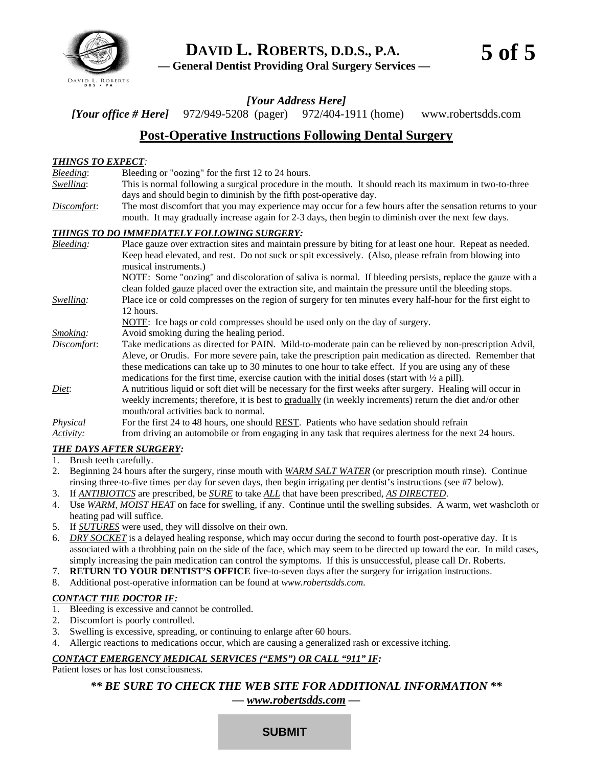# DAVID L. ROBERTS, D.D.S., P.A.

**— General Dentist Providing Oral Surgery Services —**

***[Your Address Here]***

***[Your office # Here]*** 972/949-5208 (pager) 972/404-1911 (home) www.robertsdds.com

## Post-Operative Instructions Following Dental Surgery

***THINGS TO EXPECT:***

*Bleeding*: Bleeding or "oozing" for the first 12 to 24 hours.

*Swelling*: This is normal following a surgical procedure in the mouth. It should reach its maximum in two-to-three days and should begin to diminish by the fifth post-operative day.

*Discomfort*: The most discomfort that you may experience may occur for a few hours after the sensation returns to your mouth. It may gradually increase again for 2-3 days, then begin to diminish over the next few days.

***THINGS TO DO IMMEDIATELY FOLLOWING SURGERY:***

*Bleeding:* Place gauze over extraction sites and maintain pressure by biting for at least one hour. Repeat as needed. Keep head elevated, and rest. Do not suck or spit excessively. (Also, please refrain from blowing into musical instruments.)
NOTE: Some "oozing" and discoloration of saliva is normal. If bleeding persists, replace the gauze with a clean folded gauze placed over the extraction site, and maintain the pressure until the bleeding stops.

*Swelling:* Place ice or cold compresses on the region of surgery for ten minutes every half-hour for the first eight to 12 hours.
NOTE: Ice bags or cold compresses should be used only on the day of surgery.

*Smoking:* Avoid smoking during the healing period.

*Discomfort*: Take medications as directed for PAIN. Mild-to-moderate pain can be relieved by non-prescription Advil, Aleve, or Orudis. For more severe pain, take the prescription pain medication as directed. Remember that these medications can take up to 30 minutes to one hour to take effect. If you are using any of these medications for the first time, exercise caution with the initial doses (start with ½ a pill).

*Diet*: A nutritious liquid or soft diet will be necessary for the first weeks after surgery. Healing will occur in weekly increments; therefore, it is best to gradually (in weekly increments) return the diet and/or other mouth/oral activities back to normal.

*Physical Activity:* For the first 24 to 48 hours, one should REST. Patients who have sedation should refrain from driving an automobile or from engaging in any task that requires alertness for the next 24 hours.

***THE DAYS AFTER SURGERY:***

1. Brush teeth carefully.
2. Beginning 24 hours after the surgery, rinse mouth with ***WARM SALT WATER*** (or prescription mouth rinse). Continue rinsing three-to-five times per day for seven days, then begin irrigating per dentist's instructions (see #7 below).
3. If ***ANTIBIOTICS*** are prescribed, be ***SURE*** to take ***ALL*** that have been prescribed, ***AS DIRECTED***.
4. Use ***WARM, MOIST HEAT*** on face for swelling, if any. Continue until the swelling subsides. A warm, wet washcloth or heating pad will suffice.
5. If ***SUTURES*** were used, they will dissolve on their own.
6. ***DRY SOCKET*** is a delayed healing response, which may occur during the second to fourth post-operative day. It is associated with a throbbing pain on the side of the face, which may seem to be directed up toward the ear. In mild cases, simply increasing the pain medication can control the symptoms. If this is unsuccessful, please call Dr. Roberts.
7. **RETURN TO YOUR DENTIST'S OFFICE** five-to-seven days after the surgery for irrigation instructions.
8. Additional post-operative information can be found at *www.robertsdds.com*.

***CONTACT THE DOCTOR IF:***

1. Bleeding is excessive and cannot be controlled.
2. Discomfort is poorly controlled.
3. Swelling is excessive, spreading, or continuing to enlarge after 60 hours.
4. Allergic reactions to medications occur, which are causing a generalized rash or excessive itching.

***CONTACT EMERGENCY MEDICAL SERVICES ("EMS") OR CALL "911" IF:***

Patient loses or has lost consciousness.

***\*\* BE SURE TO CHECK THE WEB SITE FOR ADDITIONAL INFORMATION \*\****

***— www.robertsdds.com —***

**SUBMIT**